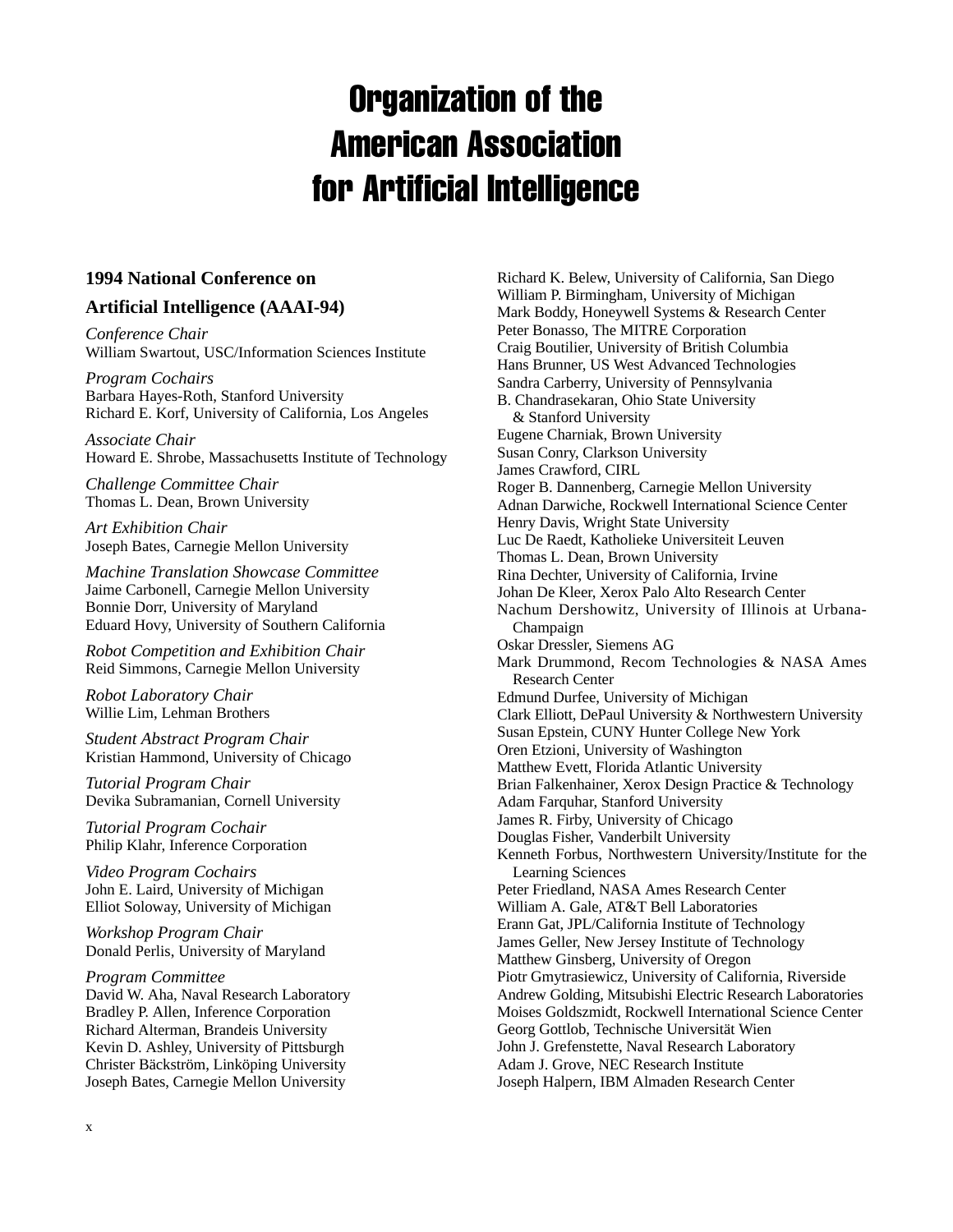# Organization of the American Association for Artificial Intelligence

## 1994 National Conference on Artificial Intelligence (AAAI-94)

*Conference Chair*
William Swartout, USC/Information Sciences Institute

*Program Cochairs*
Barbara Hayes-Roth, Stanford University
Richard E. Korf, University of California, Los Angeles

*Associate Chair*
Howard E. Shrobe, Massachusetts Institute of Technology

*Challenge Committee Chair*
Thomas L. Dean, Brown University

*Art Exhibition Chair*
Joseph Bates, Carnegie Mellon University

*Machine Translation Showcase Committee*
Jaime Carbonell, Carnegie Mellon University
Bonnie Dorr, University of Maryland
Eduard Hovy, University of Southern California

*Robot Competition and Exhibition Chair*
Reid Simmons, Carnegie Mellon University

*Robot Laboratory Chair*
Willie Lim, Lehman Brothers

*Student Abstract Program Chair*
Kristian Hammond, University of Chicago

*Tutorial Program Chair*
Devika Subramanian, Cornell University

*Tutorial Program Cochair*
Philip Klahr, Inference Corporation

*Video Program Cochairs*
John E. Laird, University of Michigan
Elliot Soloway, University of Michigan

*Workshop Program Chair*
Donald Perlis, University of Maryland

*Program Committee*
David W. Aha, Naval Research Laboratory
Bradley P. Allen, Inference Corporation
Richard Alterman, Brandeis University
Kevin D. Ashley, University of Pittsburgh
Christer Bäckström, Linköping University
Joseph Bates, Carnegie Mellon University
Richard K. Belew, University of California, San Diego
William P. Birmingham, University of Michigan
Mark Boddy, Honeywell Systems & Research Center
Peter Bonasso, The MITRE Corporation
Craig Boutilier, University of British Columbia
Hans Brunner, US West Advanced Technologies
Sandra Carberry, University of Pennsylvania
B. Chandrasekaran, Ohio State University & Stanford University
Eugene Charniak, Brown University
Susan Conry, Clarkson University
James Crawford, CIRL
Roger B. Dannenberg, Carnegie Mellon University
Adnan Darwiche, Rockwell International Science Center
Henry Davis, Wright State University
Luc De Raedt, Katholieke Universiteit Leuven
Thomas L. Dean, Brown University
Rina Dechter, University of California, Irvine
Johan De Kleer, Xerox Palo Alto Research Center
Nachum Dershowitz, University of Illinois at Urbana-Champaign
Oskar Dressler, Siemens AG
Mark Drummond, Recom Technologies & NASA Ames Research Center
Edmund Durfee, University of Michigan
Clark Elliott, DePaul University & Northwestern University
Susan Epstein, CUNY Hunter College New York
Oren Etzioni, University of Washington
Matthew Evett, Florida Atlantic University
Brian Falkenhainer, Xerox Design Practice & Technology
Adam Farquhar, Stanford University
James R. Firby, University of Chicago
Douglas Fisher, Vanderbilt University
Kenneth Forbus, Northwestern University/Institute for the Learning Sciences
Peter Friedland, NASA Ames Research Center
William A. Gale, AT&T Bell Laboratories
Erann Gat, JPL/California Institute of Technology
James Geller, New Jersey Institute of Technology
Matthew Ginsberg, University of Oregon
Piotr Gmytrasiewicz, University of California, Riverside
Andrew Golding, Mitsubishi Electric Research Laboratories
Moises Goldszmidt, Rockwell International Science Center
Georg Gottlob, Technische Universität Wien
John J. Grefenstette, Naval Research Laboratory
Adam J. Grove, NEC Research Institute
Joseph Halpern, IBM Almaden Research Center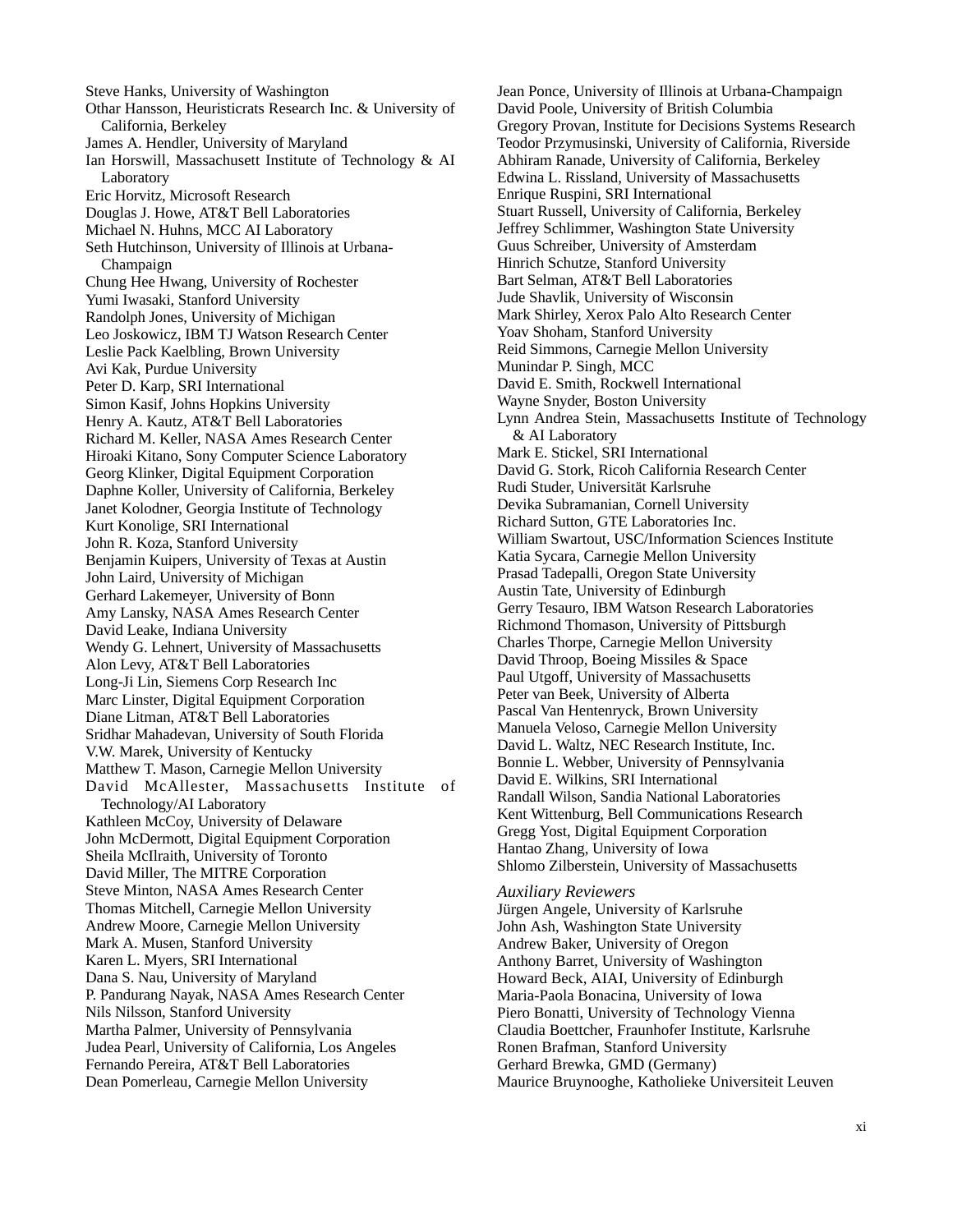Steve Hanks, University of Washington
Othar Hansson, Heuristicrats Research Inc. & University of California, Berkeley
James A. Hendler, University of Maryland
Ian Horswill, Massachusett Institute of Technology & AI Laboratory
Eric Horvitz, Microsoft Research
Douglas J. Howe, AT&T Bell Laboratories
Michael N. Huhns, MCC AI Laboratory
Seth Hutchinson, University of Illinois at Urbana-Champaign
Chung Hee Hwang, University of Rochester
Yumi Iwasaki, Stanford University
Randolph Jones, University of Michigan
Leo Joskowicz, IBM TJ Watson Research Center
Leslie Pack Kaelbling, Brown University
Avi Kak, Purdue University
Peter D. Karp, SRI International
Simon Kasif, Johns Hopkins University
Henry A. Kautz, AT&T Bell Laboratories
Richard M. Keller, NASA Ames Research Center
Hiroaki Kitano, Sony Computer Science Laboratory
Georg Klinker, Digital Equipment Corporation
Daphne Koller, University of California, Berkeley
Janet Kolodner, Georgia Institute of Technology
Kurt Konolige, SRI International
John R. Koza, Stanford University
Benjamin Kuipers, University of Texas at Austin
John Laird, University of Michigan
Gerhard Lakemeyer, University of Bonn
Amy Lansky, NASA Ames Research Center
David Leake, Indiana University
Wendy G. Lehnert, University of Massachusetts
Alon Levy, AT&T Bell Laboratories
Long-Ji Lin, Siemens Corp Research Inc
Marc Linster, Digital Equipment Corporation
Diane Litman, AT&T Bell Laboratories
Sridhar Mahadevan, University of South Florida
V.W. Marek, University of Kentucky
Matthew T. Mason, Carnegie Mellon University
David McAllester, Massachusetts Institute of Technology/AI Laboratory
Kathleen McCoy, University of Delaware
John McDermott, Digital Equipment Corporation
Sheila McIlraith, University of Toronto
David Miller, The MITRE Corporation
Steve Minton, NASA Ames Research Center
Thomas Mitchell, Carnegie Mellon University
Andrew Moore, Carnegie Mellon University
Mark A. Musen, Stanford University
Karen L. Myers, SRI International
Dana S. Nau, University of Maryland
P. Pandurang Nayak, NASA Ames Research Center
Nils Nilsson, Stanford University
Martha Palmer, University of Pennsylvania
Judea Pearl, University of California, Los Angeles
Fernando Pereira, AT&T Bell Laboratories
Dean Pomerleau, Carnegie Mellon University
Jean Ponce, University of Illinois at Urbana-Champaign
David Poole, University of British Columbia
Gregory Provan, Institute for Decisions Systems Research
Teodor Przymusinski, University of California, Riverside
Abhiram Ranade, University of California, Berkeley
Edwina L. Rissland, University of Massachusetts
Enrique Ruspini, SRI International
Stuart Russell, University of California, Berkeley
Jeffrey Schlimmer, Washington State University
Guus Schreiber, University of Amsterdam
Hinrich Schutze, Stanford University
Bart Selman, AT&T Bell Laboratories
Jude Shavlik, University of Wisconsin
Mark Shirley, Xerox Palo Alto Research Center
Yoav Shoham, Stanford University
Reid Simmons, Carnegie Mellon University
Munindar P. Singh, MCC
David E. Smith, Rockwell International
Wayne Snyder, Boston University
Lynn Andrea Stein, Massachusetts Institute of Technology & AI Laboratory
Mark E. Stickel, SRI International
David G. Stork, Ricoh California Research Center
Rudi Studer, Universität Karlsruhe
Devika Subramanian, Cornell University
Richard Sutton, GTE Laboratories Inc.
William Swartout, USC/Information Sciences Institute
Katia Sycara, Carnegie Mellon University
Prasad Tadepalli, Oregon State University
Austin Tate, University of Edinburgh
Gerry Tesauro, IBM Watson Research Laboratories
Richmond Thomason, University of Pittsburgh
Charles Thorpe, Carnegie Mellon University
David Throop, Boeing Missiles & Space
Paul Utgoff, University of Massachusetts
Peter van Beek, University of Alberta
Pascal Van Hentenryck, Brown University
Manuela Veloso, Carnegie Mellon University
David L. Waltz, NEC Research Institute, Inc.
Bonnie L. Webber, University of Pennsylvania
David E. Wilkins, SRI International
Randall Wilson, Sandia National Laboratories
Kent Wittenburg, Bell Communications Research
Gregg Yost, Digital Equipment Corporation
Hantao Zhang, University of Iowa
Shlomo Zilberstein, University of Massachusetts

*Auxiliary Reviewers*

Jürgen Angele, University of Karlsruhe
John Ash, Washington State University
Andrew Baker, University of Oregon
Anthony Barret, University of Washington
Howard Beck, AIAI, University of Edinburgh
Maria-Paola Bonacina, University of Iowa
Piero Bonatti, University of Technology Vienna
Claudia Boettcher, Fraunhofer Institute, Karlsruhe
Ronen Brafman, Stanford University
Gerhard Brewka, GMD (Germany)
Maurice Bruynooghe, Katholieke Universiteit Leuven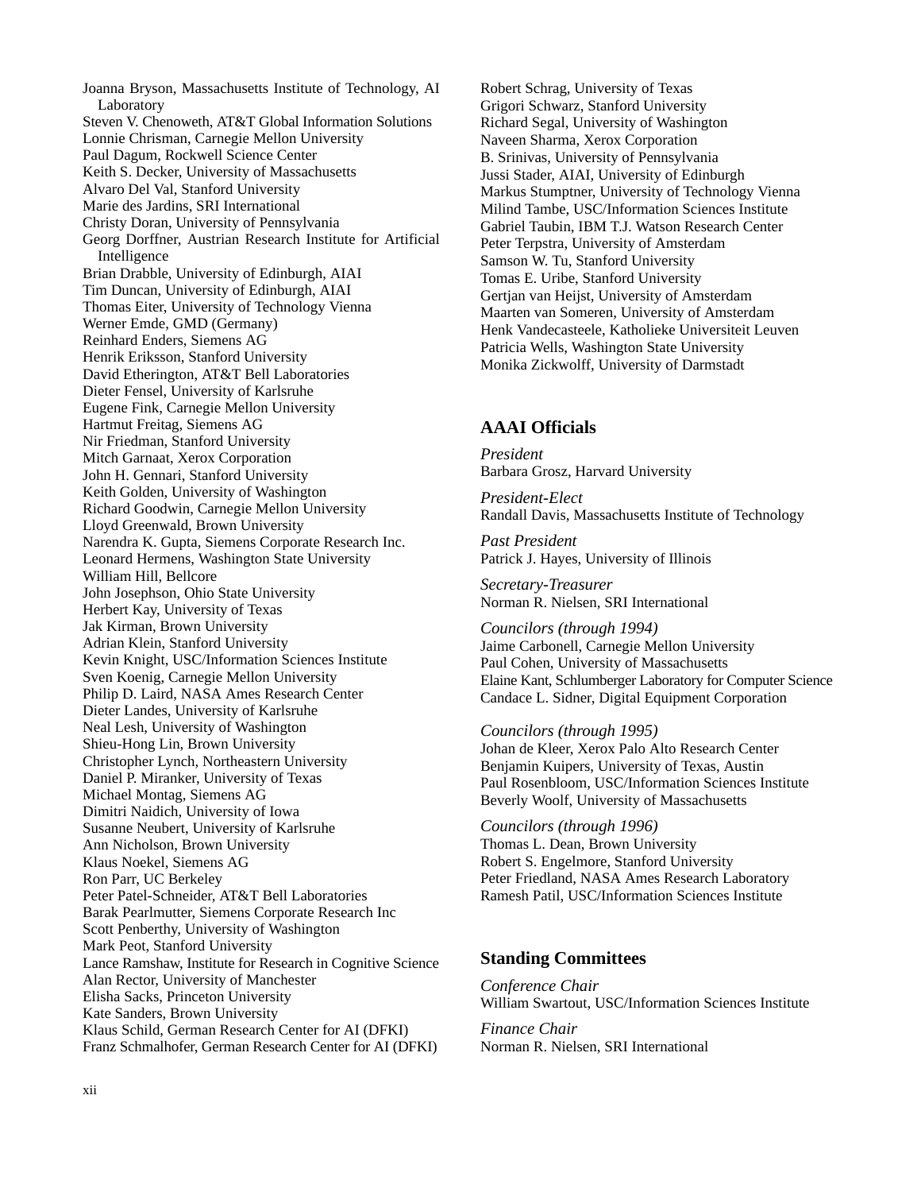Joanna Bryson, Massachusetts Institute of Technology, AI Laboratory
Steven V. Chenoweth, AT&T Global Information Solutions
Lonnie Chrisman, Carnegie Mellon University
Paul Dagum, Rockwell Science Center
Keith S. Decker, University of Massachusetts
Alvaro Del Val, Stanford University
Marie des Jardins, SRI International
Christy Doran, University of Pennsylvania
Georg Dorffner, Austrian Research Institute for Artificial Intelligence
Brian Drabble, University of Edinburgh, AIAI
Tim Duncan, University of Edinburgh, AIAI
Thomas Eiter, University of Technology Vienna
Werner Emde, GMD (Germany)
Reinhard Enders, Siemens AG
Henrik Eriksson, Stanford University
David Etherington, AT&T Bell Laboratories
Dieter Fensel, University of Karlsruhe
Eugene Fink, Carnegie Mellon University
Hartmut Freitag, Siemens AG
Nir Friedman, Stanford University
Mitch Garnaat, Xerox Corporation
John H. Gennari, Stanford University
Keith Golden, University of Washington
Richard Goodwin, Carnegie Mellon University
Lloyd Greenwald, Brown University
Narendra K. Gupta, Siemens Corporate Research Inc.
Leonard Hermens, Washington State University
William Hill, Bellcore
John Josephson, Ohio State University
Herbert Kay, University of Texas
Jak Kirman, Brown University
Adrian Klein, Stanford University
Kevin Knight, USC/Information Sciences Institute
Sven Koenig, Carnegie Mellon University
Philip D. Laird, NASA Ames Research Center
Dieter Landes, University of Karlsruhe
Neal Lesh, University of Washington
Shieu-Hong Lin, Brown University
Christopher Lynch, Northeastern University
Daniel P. Miranker, University of Texas
Michael Montag, Siemens AG
Dimitri Naidich, University of Iowa
Susanne Neubert, University of Karlsruhe
Ann Nicholson, Brown University
Klaus Noekel, Siemens AG
Ron Parr, UC Berkeley
Peter Patel-Schneider, AT&T Bell Laboratories
Barak Pearlmutter, Siemens Corporate Research Inc
Scott Penberthy, University of Washington
Mark Peot, Stanford University
Lance Ramshaw, Institute for Research in Cognitive Science
Alan Rector, University of Manchester
Elisha Sacks, Princeton University
Kate Sanders, Brown University
Klaus Schild, German Research Center for AI (DFKI)
Franz Schmalhofer, German Research Center for AI (DFKI)
Robert Schrag, University of Texas
Grigori Schwarz, Stanford University
Richard Segal, University of Washington
Naveen Sharma, Xerox Corporation
B. Srinivas, University of Pennsylvania
Jussi Stader, AIAI, University of Edinburgh
Markus Stumptner, University of Technology Vienna
Milind Tambe, USC/Information Sciences Institute
Gabriel Taubin, IBM T.J. Watson Research Center
Peter Terpstra, University of Amsterdam
Samson W. Tu, Stanford University
Tomas E. Uribe, Stanford University
Gertjan van Heijst, University of Amsterdam
Maarten van Someren, University of Amsterdam
Henk Vandecasteele, Katholieke Universiteit Leuven
Patricia Wells, Washington State University
Monika Zickwolff, University of Darmstadt

## AAAI Officials

*President*
Barbara Grosz, Harvard University

*President-Elect*
Randall Davis, Massachusetts Institute of Technology

*Past President*
Patrick J. Hayes, University of Illinois

*Secretary-Treasurer*
Norman R. Nielsen, SRI International

*Councilors (through 1994)*
Jaime Carbonell, Carnegie Mellon University
Paul Cohen, University of Massachusetts
Elaine Kant, Schlumberger Laboratory for Computer Science
Candace L. Sidner, Digital Equipment Corporation

*Councilors (through 1995)*
Johan de Kleer, Xerox Palo Alto Research Center
Benjamin Kuipers, University of Texas, Austin
Paul Rosenbloom, USC/Information Sciences Institute
Beverly Woolf, University of Massachusetts

*Councilors (through 1996)*
Thomas L. Dean, Brown University
Robert S. Engelmore, Stanford University
Peter Friedland, NASA Ames Research Laboratory
Ramesh Patil, USC/Information Sciences Institute

## Standing Committees

*Conference Chair*
William Swartout, USC/Information Sciences Institute

*Finance Chair*
Norman R. Nielsen, SRI International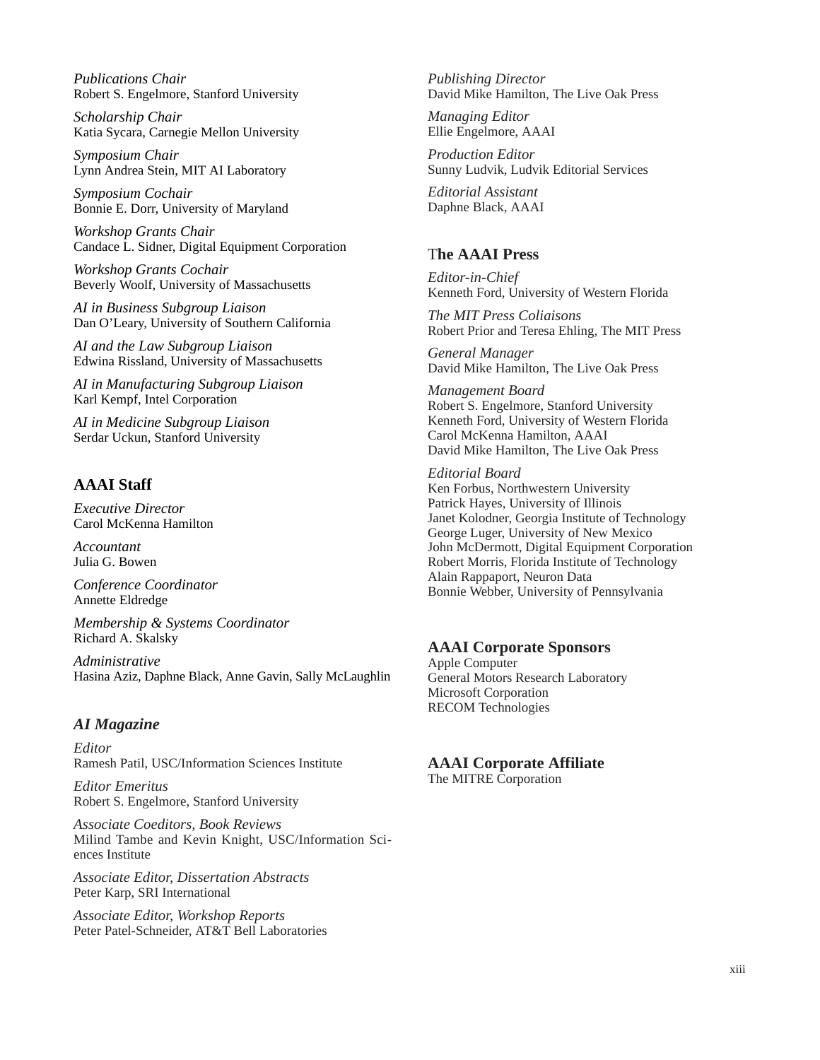*Publications Chair*
Robert S. Engelmore, Stanford University

*Scholarship Chair*
Katia Sycara, Carnegie Mellon University

*Symposium Chair*
Lynn Andrea Stein, MIT AI Laboratory

*Symposium Cochair*
Bonnie E. Dorr, University of Maryland

*Workshop Grants Chair*
Candace L. Sidner, Digital Equipment Corporation

*Workshop Grants Cochair*
Beverly Woolf, University of Massachusetts

*AI in Business Subgroup Liaison*
Dan O'Leary, University of Southern California

*AI and the Law Subgroup Liaison*
Edwina Rissland, University of Massachusetts

*AI in Manufacturing Subgroup Liaison*
Karl Kempf, Intel Corporation

*AI in Medicine Subgroup Liaison*
Serdar Uckun, Stanford University

## AAAI Staff

*Executive Director*
Carol McKenna Hamilton

*Accountant*
Julia G. Bowen

*Conference Coordinator*
Annette Eldredge

*Membership & Systems Coordinator*
Richard A. Skalsky

*Administrative*
Hasina Aziz, Daphne Black, Anne Gavin, Sally McLaughlin

## *AI Magazine*

*Editor*
Ramesh Patil, USC/Information Sciences Institute

*Editor Emeritus*
Robert S. Engelmore, Stanford University

*Associate Coeditors, Book Reviews*
Milind Tambe and Kevin Knight, USC/Information Sciences Institute

*Associate Editor, Dissertation Abstracts*
Peter Karp, SRI International

*Associate Editor, Workshop Reports*
Peter Patel-Schneider, AT&T Bell Laboratories

*Publishing Director*
David Mike Hamilton, The Live Oak Press

*Managing Editor*
Ellie Engelmore, AAAI

*Production Editor*
Sunny Ludvik, Ludvik Editorial Services

*Editorial Assistant*
Daphne Black, AAAI

## The AAAI Press

*Editor-in-Chief*
Kenneth Ford, University of Western Florida

*The MIT Press Coliaisons*
Robert Prior and Teresa Ehling, The MIT Press

*General Manager*
David Mike Hamilton, The Live Oak Press

*Management Board*
Robert S. Engelmore, Stanford University
Kenneth Ford, University of Western Florida
Carol McKenna Hamilton, AAAI
David Mike Hamilton, The Live Oak Press

*Editorial Board*
Ken Forbus, Northwestern University
Patrick Hayes, University of Illinois
Janet Kolodner, Georgia Institute of Technology
George Luger, University of New Mexico
John McDermott, Digital Equipment Corporation
Robert Morris, Florida Institute of Technology
Alain Rappaport, Neuron Data
Bonnie Webber, University of Pennsylvania

## AAAI Corporate Sponsors

Apple Computer
General Motors Research Laboratory
Microsoft Corporation
RECOM Technologies

## AAAI Corporate Affiliate

The MITRE Corporation